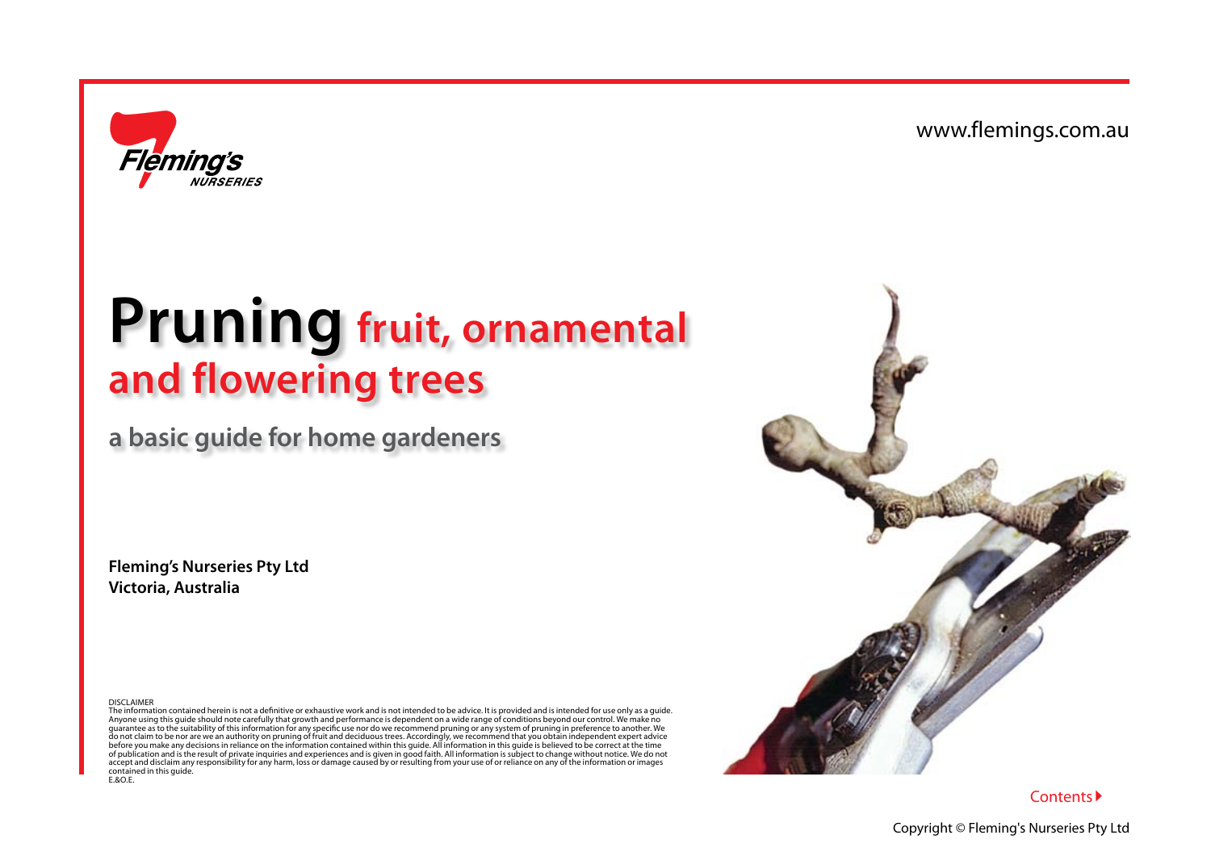Fleming's NURSERIES

www.flemings.com.au

# Pruning fruit, ornamental and flowering trees

## a basic guide for home gardeners

**Fleming's Nurseries Pty Ltd**
**Victoria, Australia**

DISCLAIMER
The information contained herein is not a definitive or exhaustive work and is not intended to be advice. It is provided and is intended for use only as a guide. Anyone using this guide should note carefully that growth and performance is dependent on a wide range of conditions beyond our control. We make no guarantee as to the suitability of this information for any specific use nor do we recommend pruning or any system of pruning in preference to another. We do not claim to be nor are we an authority on pruning of fruit and deciduous trees. Accordingly, we recommend that you obtain independent expert advice before you make any decisions in reliance on the information contained within this guide. All information in this guide is believed to be correct at the time of publication and is the result of private inquiries and experiences and is given in good faith. All information is subject to change without notice. We do not accept and disclaim any responsibility for any harm, loss or damage caused by or resulting from your use of or reliance on any of the information or images contained in this guide.
E.&O.E.

Contents

Copyright © Fleming's Nurseries Pty Ltd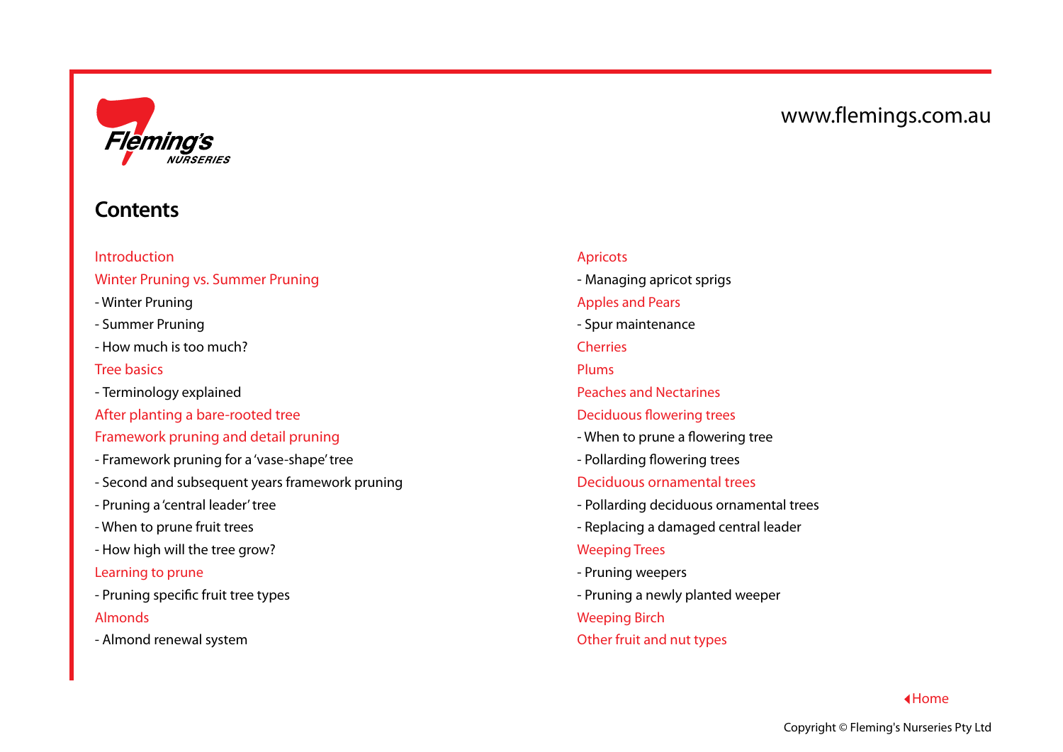Fleming's NURSERIES

www.flemings.com.au

# Contents

Introduction

Winter Pruning vs. Summer Pruning

- Winter Pruning
- Summer Pruning
- How much is too much?

Tree basics

- Terminology explained

After planting a bare-rooted tree

Framework pruning and detail pruning

- Framework pruning for a 'vase-shape' tree
- Second and subsequent years framework pruning
- Pruning a 'central leader' tree
- When to prune fruit trees
- How high will the tree grow?

Learning to prune

- Pruning specific fruit tree types

Almonds

- Almond renewal system

Apricots

- Managing apricot sprigs

Apples and Pears

- Spur maintenance

Cherries

Plums

Peaches and Nectarines

Deciduous flowering trees

- When to prune a flowering tree
- Pollarding flowering trees

Deciduous ornamental trees

- Pollarding deciduous ornamental trees
- Replacing a damaged central leader

Weeping Trees

- Pruning weepers
- Pruning a newly planted weeper

Weeping Birch

Other fruit and nut types

Home

Copyright © Fleming's Nurseries Pty Ltd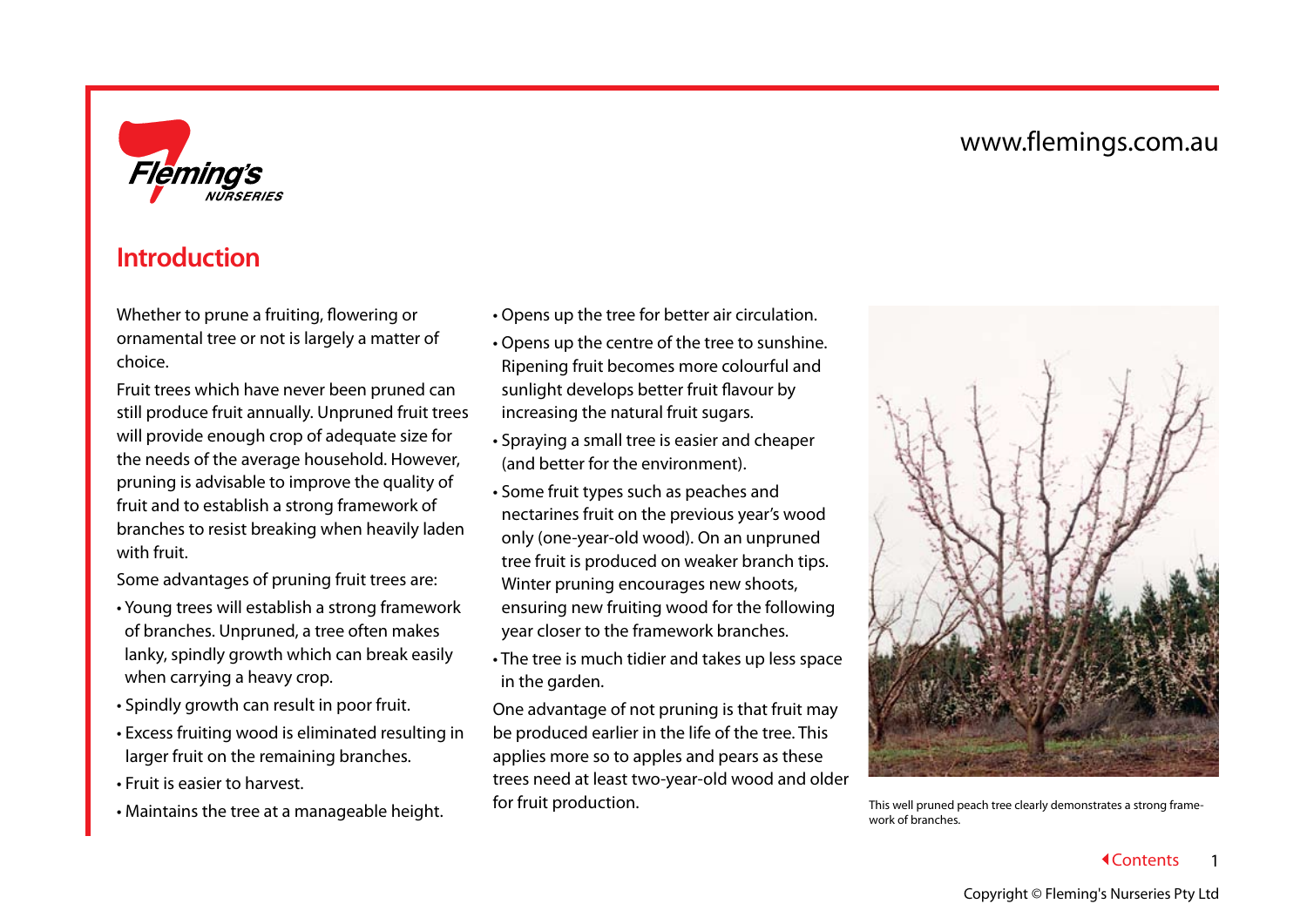## Introduction

Whether to prune a fruiting, flowering or ornamental tree or not is largely a matter of choice.

Fruit trees which have never been pruned can still produce fruit annually. Unpruned fruit trees will provide enough crop of adequate size for the needs of the average household. However, pruning is advisable to improve the quality of fruit and to establish a strong framework of branches to resist breaking when heavily laden with fruit.

Some advantages of pruning fruit trees are:

- Young trees will establish a strong framework of branches. Unpruned, a tree often makes lanky, spindly growth which can break easily when carrying a heavy crop.
- Spindly growth can result in poor fruit.
- Excess fruiting wood is eliminated resulting in larger fruit on the remaining branches.
- Fruit is easier to harvest.
- Maintains the tree at a manageable height.
- Opens up the tree for better air circulation.
- Opens up the centre of the tree to sunshine. Ripening fruit becomes more colourful and sunlight develops better fruit flavour by increasing the natural fruit sugars.
- Spraying a small tree is easier and cheaper (and better for the environment).
- Some fruit types such as peaches and nectarines fruit on the previous year's wood only (one-year-old wood). On an unpruned tree fruit is produced on weaker branch tips. Winter pruning encourages new shoots, ensuring new fruiting wood for the following year closer to the framework branches.
- The tree is much tidier and takes up less space in the garden.

One advantage of not pruning is that fruit may be produced earlier in the life of the tree. This applies more so to apples and pears as these trees need at least two-year-old wood and older for fruit production.

This well pruned peach tree clearly demonstrates a strong framework of branches.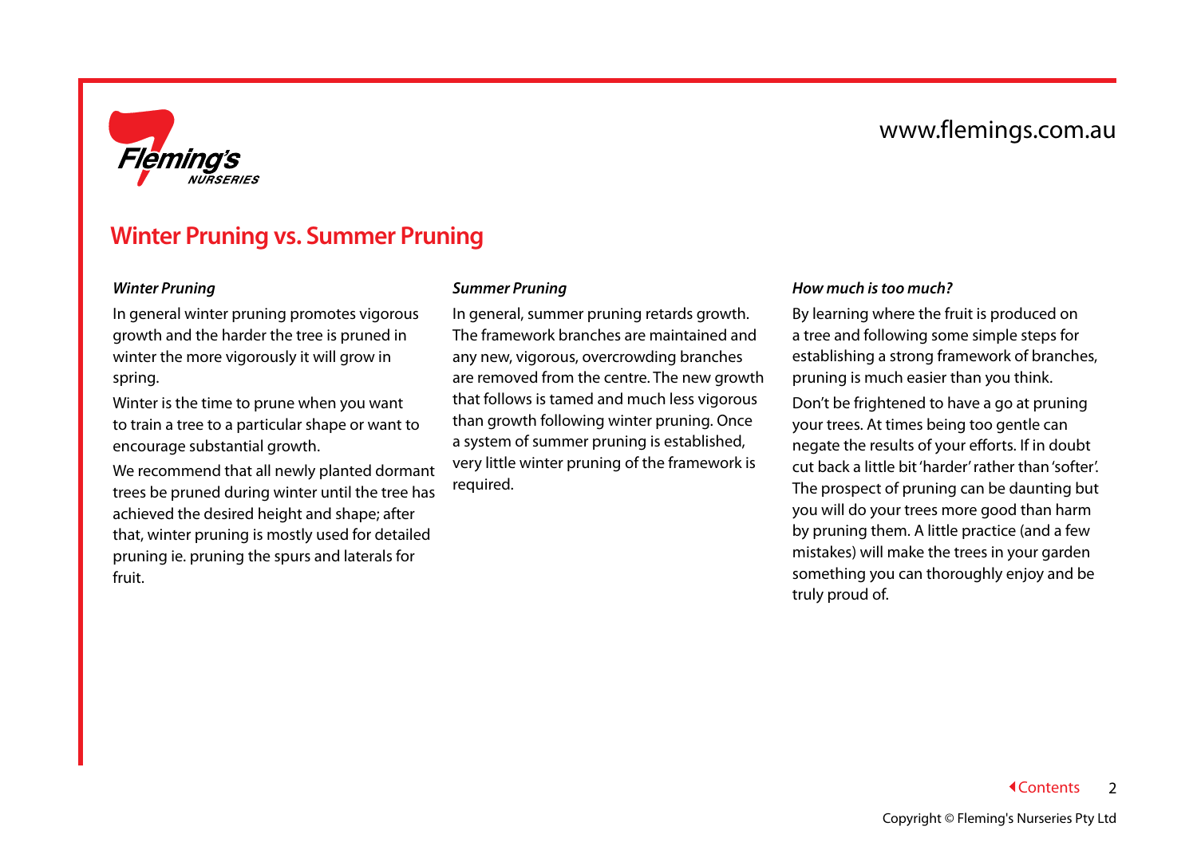## Winter Pruning vs. Summer Pruning

### *Winter Pruning*

In general winter pruning promotes vigorous growth and the harder the tree is pruned in winter the more vigorously it will grow in spring.

Winter is the time to prune when you want to train a tree to a particular shape or want to encourage substantial growth.

We recommend that all newly planted dormant trees be pruned during winter until the tree has achieved the desired height and shape; after that, winter pruning is mostly used for detailed pruning ie. pruning the spurs and laterals for fruit.

### *Summer Pruning*

In general, summer pruning retards growth. The framework branches are maintained and any new, vigorous, overcrowding branches are removed from the centre. The new growth that follows is tamed and much less vigorous than growth following winter pruning. Once a system of summer pruning is established, very little winter pruning of the framework is required.

### *How much is too much?*

By learning where the fruit is produced on a tree and following some simple steps for establishing a strong framework of branches, pruning is much easier than you think.

Don't be frightened to have a go at pruning your trees. At times being too gentle can negate the results of your efforts. If in doubt cut back a little bit 'harder' rather than 'softer'. The prospect of pruning can be daunting but you will do your trees more good than harm by pruning them. A little practice (and a few mistakes) will make the trees in your garden something you can thoroughly enjoy and be truly proud of.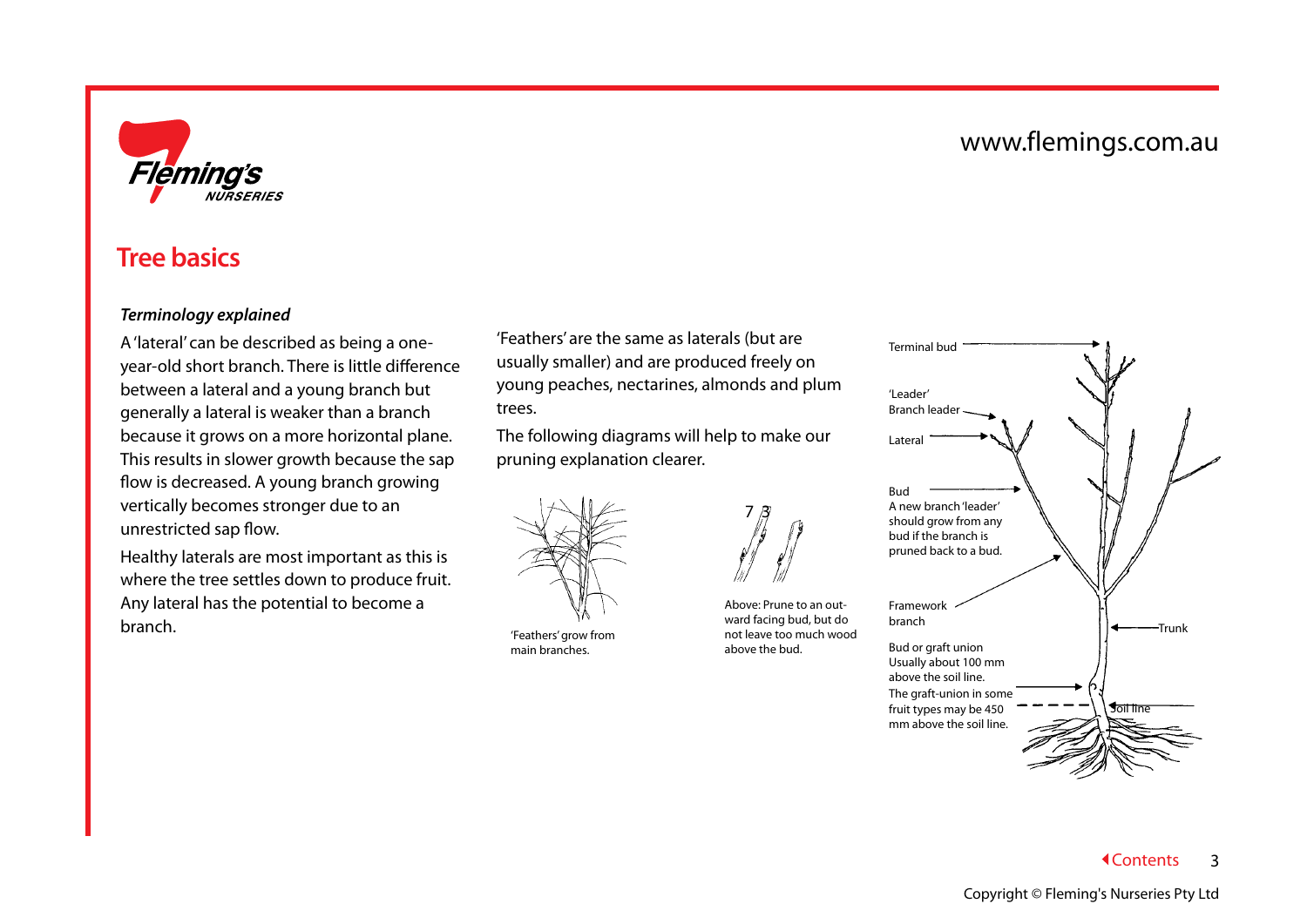# Tree basics

### *Terminology explained*

A 'lateral' can be described as being a one-year-old short branch. There is little difference between a lateral and a young branch but generally a lateral is weaker than a branch because it grows on a more horizontal plane. This results in slower growth because the sap flow is decreased. A young branch growing vertically becomes stronger due to an unrestricted sap flow.

Healthy laterals are most important as this is where the tree settles down to produce fruit. Any lateral has the potential to become a branch.

'Feathers' are the same as laterals (but are usually smaller) and are produced freely on young peaches, nectarines, almonds and plum trees.

The following diagrams will help to make our pruning explanation clearer.

'Feathers' grow from main branches.

Above: Prune to an outward facing bud, but do not leave too much wood above the bud.

Terminal bud

'Leader'
Branch leader

Lateral

Bud
A new branch 'leader' should grow from any bud if the branch is pruned back to a bud.

Framework branch

Trunk

Bud or graft union
Usually about 100 mm above the soil line.
The graft-union in some fruit types may be 450 mm above the soil line.

Soil line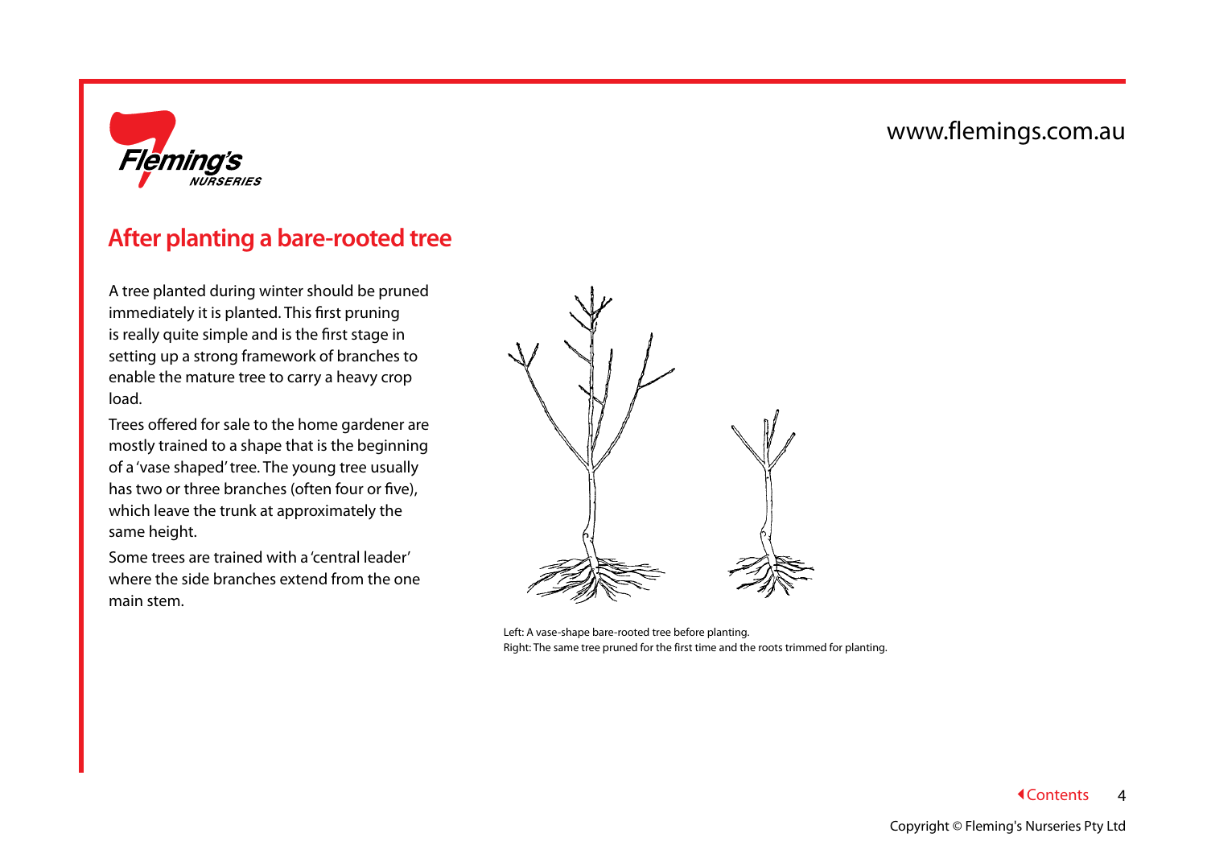## After planting a bare-rooted tree

A tree planted during winter should be pruned immediately it is planted. This first pruning is really quite simple and is the first stage in setting up a strong framework of branches to enable the mature tree to carry a heavy crop load.

Trees offered for sale to the home gardener are mostly trained to a shape that is the beginning of a 'vase shaped' tree. The young tree usually has two or three branches (often four or five), which leave the trunk at approximately the same height.

Some trees are trained with a 'central leader' where the side branches extend from the one main stem.

Left: A vase-shape bare-rooted tree before planting.
Right: The same tree pruned for the first time and the roots trimmed for planting.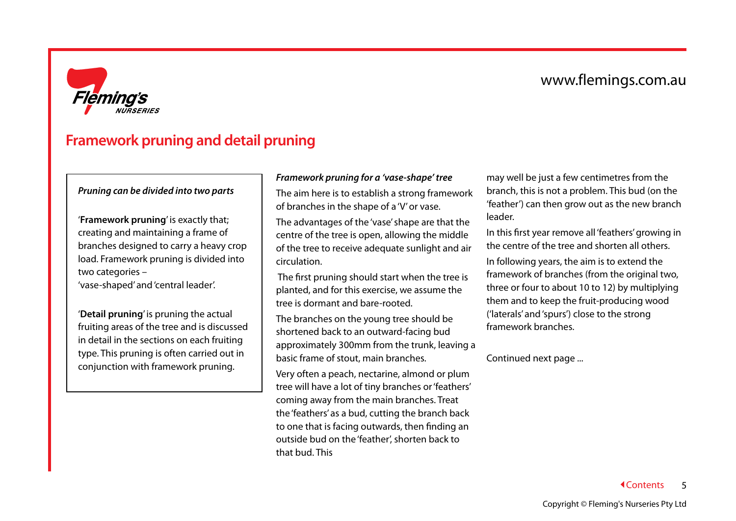# Framework pruning and detail pruning

***Pruning can be divided into two parts***

'**Framework pruning**' is exactly that; creating and maintaining a frame of branches designed to carry a heavy crop load. Framework pruning is divided into two categories – 'vase-shaped' and 'central leader'.

'**Detail pruning**' is pruning the actual fruiting areas of the tree and is discussed in detail in the sections on each fruiting type. This pruning is often carried out in conjunction with framework pruning.

***Framework pruning for a 'vase-shape' tree***

The aim here is to establish a strong framework of branches in the shape of a 'V' or vase.

The advantages of the 'vase' shape are that the centre of the tree is open, allowing the middle of the tree to receive adequate sunlight and air circulation.

The first pruning should start when the tree is planted, and for this exercise, we assume the tree is dormant and bare-rooted.

The branches on the young tree should be shortened back to an outward-facing bud approximately 300mm from the trunk, leaving a basic frame of stout, main branches.

Very often a peach, nectarine, almond or plum tree will have a lot of tiny branches or 'feathers' coming away from the main branches. Treat the 'feathers' as a bud, cutting the branch back to one that is facing outwards, then finding an outside bud on the 'feather', shorten back to that bud. This may well be just a few centimetres from the branch, this is not a problem. This bud (on the 'feather') can then grow out as the new branch leader.

In this first year remove all 'feathers' growing in the centre of the tree and shorten all others.

In following years, the aim is to extend the framework of branches (from the original two, three or four to about 10 to 12) by multiplying them and to keep the fruit-producing wood ('laterals' and 'spurs') close to the strong framework branches.

Continued next page ...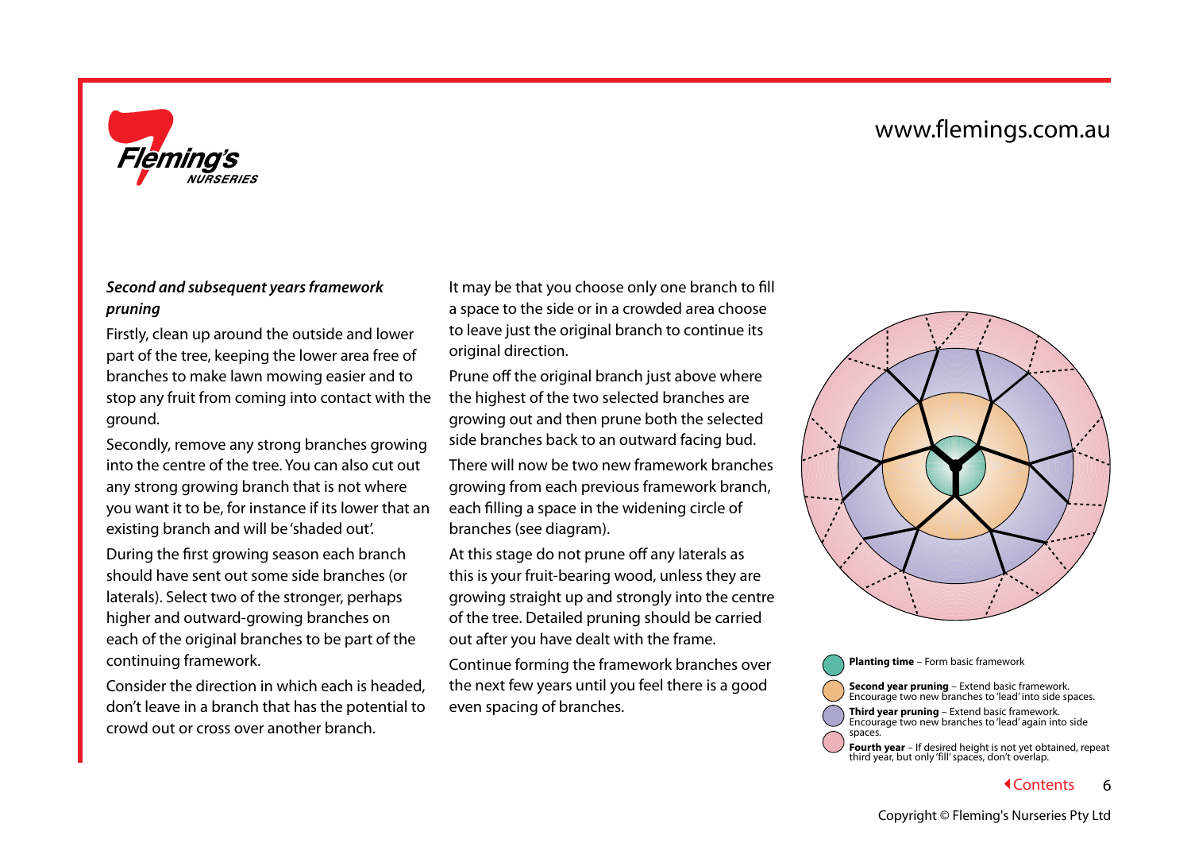### *Second and subsequent years framework pruning*

Firstly, clean up around the outside and lower part of the tree, keeping the lower area free of branches to make lawn mowing easier and to stop any fruit from coming into contact with the ground.

Secondly, remove any strong branches growing into the centre of the tree. You can also cut out any strong growing branch that is not where you want it to be, for instance if its lower that an existing branch and will be 'shaded out'.

During the first growing season each branch should have sent out some side branches (or laterals). Select two of the stronger, perhaps higher and outward-growing branches on each of the original branches to be part of the continuing framework.

Consider the direction in which each is headed, don't leave in a branch that has the potential to crowd out or cross over another branch.

It may be that you choose only one branch to fill a space to the side or in a crowded area choose to leave just the original branch to continue its original direction.

Prune off the original branch just above where the highest of the two selected branches are growing out and then prune both the selected side branches back to an outward facing bud.

There will now be two new framework branches growing from each previous framework branch, each filling a space in the widening circle of branches (see diagram).

At this stage do not prune off any laterals as this is your fruit-bearing wood, unless they are growing straight up and strongly into the centre of the tree. Detailed pruning should be carried out after you have dealt with the frame.

Continue forming the framework branches over the next few years until you feel there is a good even spacing of branches.

**Planting time** – Form basic framework

**Second year pruning** – Extend basic framework. Encourage two new branches to 'lead' into side spaces.

**Third year pruning** – Extend basic framework. Encourage two new branches to 'lead' again into side spaces.

**Fourth year** – If desired height is not yet obtained, repeat third year, but only 'fill' spaces, don't overlap.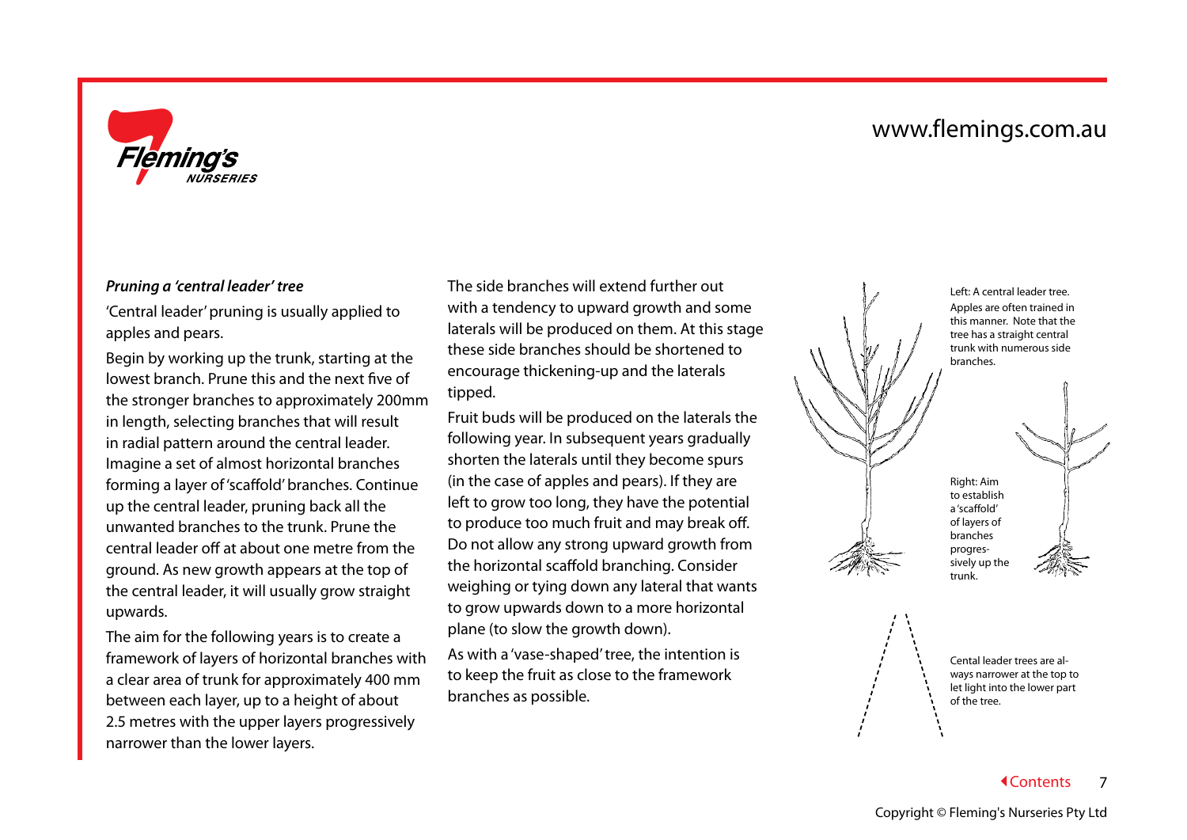***Pruning a 'central leader' tree***

'Central leader' pruning is usually applied to apples and pears.

Begin by working up the trunk, starting at the lowest branch. Prune this and the next five of the stronger branches to approximately 200mm in length, selecting branches that will result in radial pattern around the central leader. Imagine a set of almost horizontal branches forming a layer of 'scaffold' branches. Continue up the central leader, pruning back all the unwanted branches to the trunk. Prune the central leader off at about one metre from the ground. As new growth appears at the top of the central leader, it will usually grow straight upwards.

The aim for the following years is to create a framework of layers of horizontal branches with a clear area of trunk for approximately 400 mm between each layer, up to a height of about 2.5 metres with the upper layers progressively narrower than the lower layers.

The side branches will extend further out with a tendency to upward growth and some laterals will be produced on them. At this stage these side branches should be shortened to encourage thickening-up and the laterals tipped.

Fruit buds will be produced on the laterals the following year. In subsequent years gradually shorten the laterals until they become spurs (in the case of apples and pears). If they are left to grow too long, they have the potential to produce too much fruit and may break off. Do not allow any strong upward growth from the horizontal scaffold branching. Consider weighing or tying down any lateral that wants to grow upwards down to a more horizontal plane (to slow the growth down).

As with a 'vase-shaped' tree, the intention is to keep the fruit as close to the framework branches as possible.

Left: A central leader tree. Apples are often trained in this manner. Note that the tree has a straight central trunk with numerous side branches.

Right: Aim to establish a 'scaffold' of layers of branches progressively up the trunk.

Cental leader trees are always narrower at the top to let light into the lower part of the tree.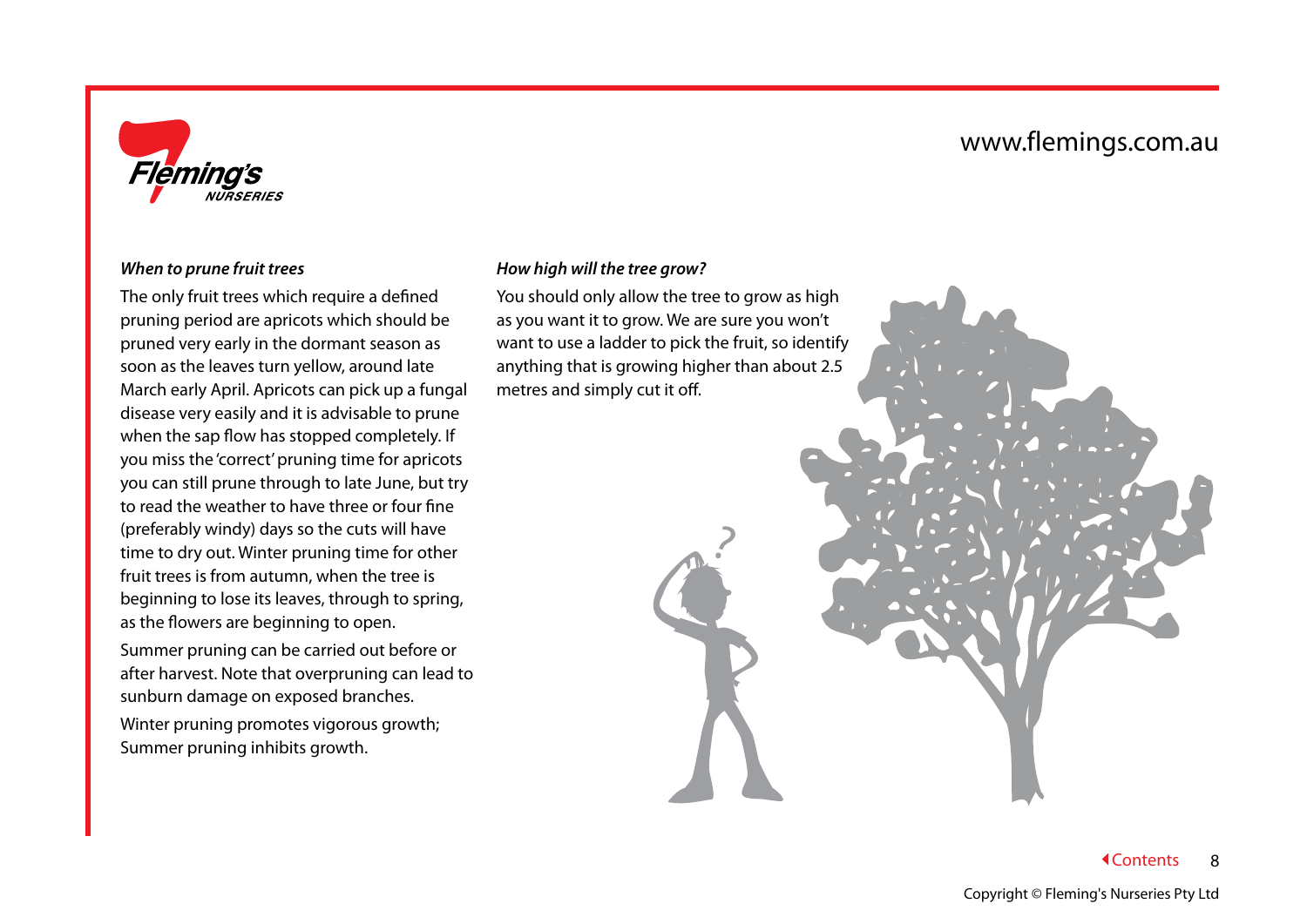### *When to prune fruit trees*

The only fruit trees which require a defined pruning period are apricots which should be pruned very early in the dormant season as soon as the leaves turn yellow, around late March early April. Apricots can pick up a fungal disease very easily and it is advisable to prune when the sap flow has stopped completely. If you miss the 'correct' pruning time for apricots you can still prune through to late June, but try to read the weather to have three or four fine (preferably windy) days so the cuts will have time to dry out. Winter pruning time for other fruit trees is from autumn, when the tree is beginning to lose its leaves, through to spring, as the flowers are beginning to open.

Summer pruning can be carried out before or after harvest. Note that overpruning can lead to sunburn damage on exposed branches.

Winter pruning promotes vigorous growth; Summer pruning inhibits growth.

### *How high will the tree grow?*

You should only allow the tree to grow as high as you want it to grow. We are sure you won't want to use a ladder to pick the fruit, so identify anything that is growing higher than about 2.5 metres and simply cut it off.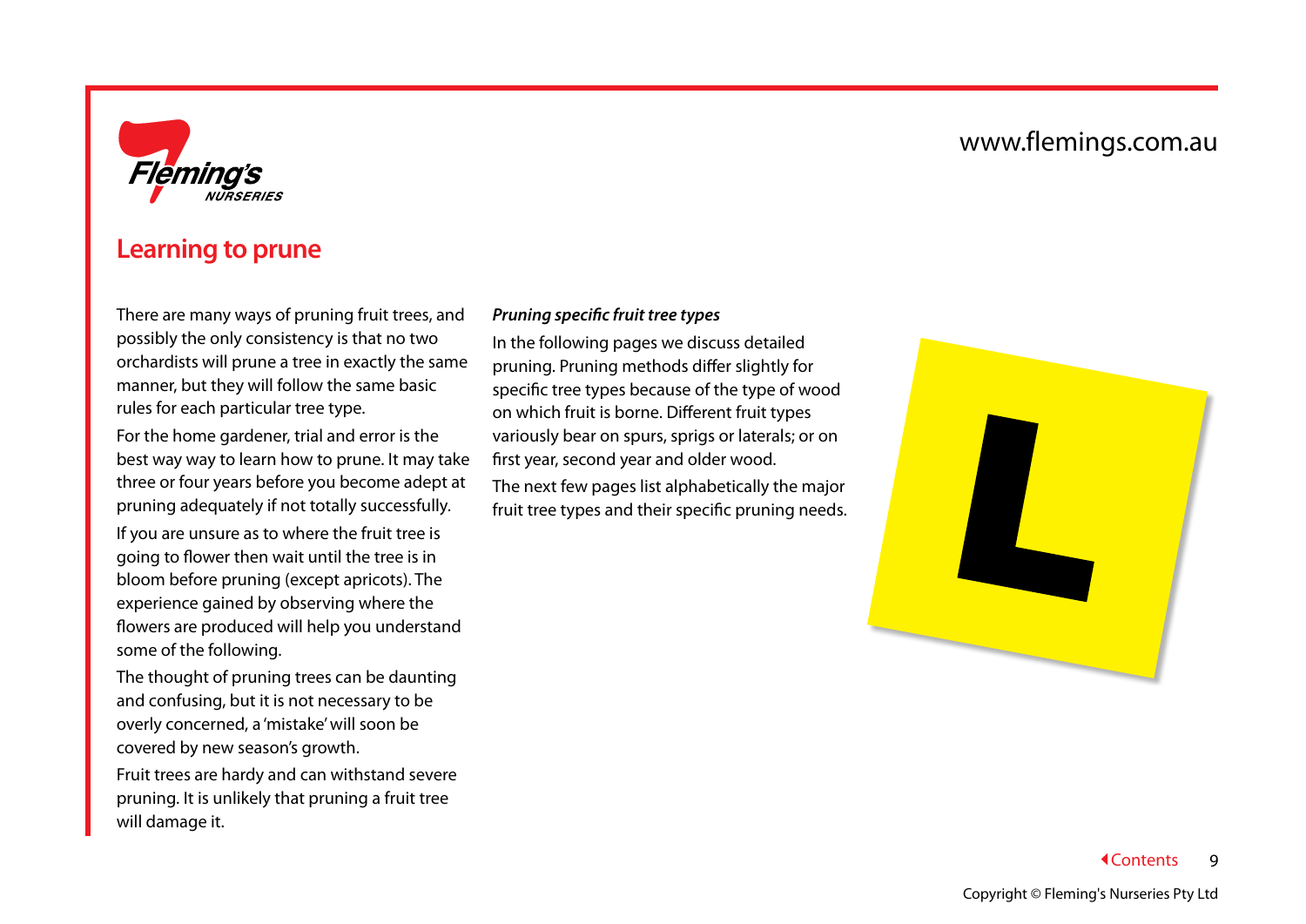## Learning to prune

There are many ways of pruning fruit trees, and possibly the only consistency is that no two orchardists will prune a tree in exactly the same manner, but they will follow the same basic rules for each particular tree type.

For the home gardener, trial and error is the best way way to learn how to prune. It may take three or four years before you become adept at pruning adequately if not totally successfully.

If you are unsure as to where the fruit tree is going to flower then wait until the tree is in bloom before pruning (except apricots). The experience gained by observing where the flowers are produced will help you understand some of the following.

The thought of pruning trees can be daunting and confusing, but it is not necessary to be overly concerned, a 'mistake' will soon be covered by new season's growth.

Fruit trees are hardy and can withstand severe pruning. It is unlikely that pruning a fruit tree will damage it.

***Pruning specific fruit tree types***

In the following pages we discuss detailed pruning. Pruning methods differ slightly for specific tree types because of the type of wood on which fruit is borne. Different fruit types variously bear on spurs, sprigs or laterals; or on first year, second year and older wood.

The next few pages list alphabetically the major fruit tree types and their specific pruning needs.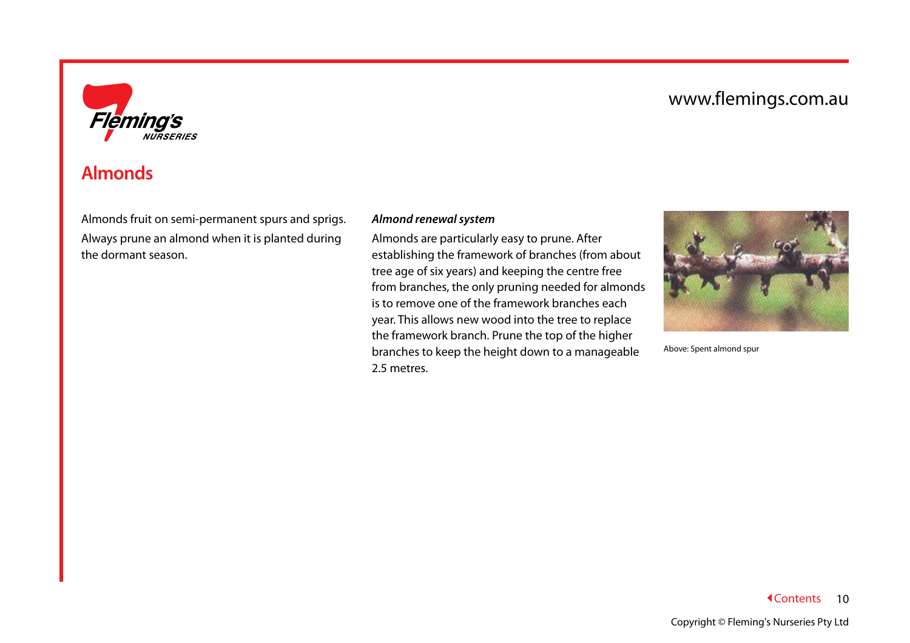# Almonds

Almonds fruit on semi-permanent spurs and sprigs. Always prune an almond when it is planted during the dormant season.

***Almond renewal system***

Almonds are particularly easy to prune. After establishing the framework of branches (from about tree age of six years) and keeping the centre free from branches, the only pruning needed for almonds is to remove one of the framework branches each year. This allows new wood into the tree to replace the framework branch. Prune the top of the higher branches to keep the height down to a manageable 2.5 metres.

Above: Spent almond spur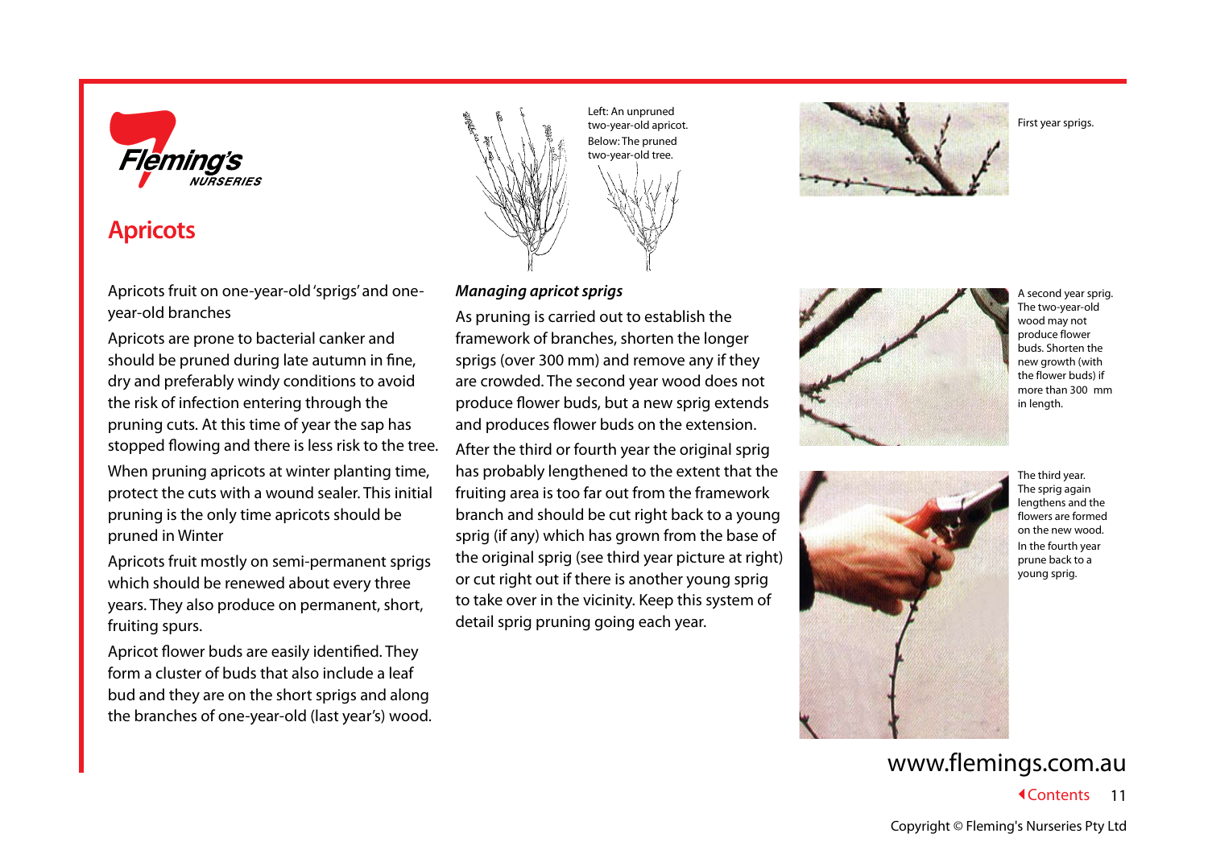# Apricots

Apricots fruit on one-year-old 'sprigs' and one-year-old branches

Apricots are prone to bacterial canker and should be pruned during late autumn in fine, dry and preferably windy conditions to avoid the risk of infection entering through the pruning cuts. At this time of year the sap has stopped flowing and there is less risk to the tree.

When pruning apricots at winter planting time, protect the cuts with a wound sealer. This initial pruning is the only time apricots should be pruned in Winter

Apricots fruit mostly on semi-permanent sprigs which should be renewed about every three years. They also produce on permanent, short, fruiting spurs.

Apricot flower buds are easily identified. They form a cluster of buds that also include a leaf bud and they are on the short sprigs and along the branches of one-year-old (last year's) wood.

Left: An unpruned two-year-old apricot.
Below: The pruned two-year-old tree.

### *Managing apricot sprigs*

As pruning is carried out to establish the framework of branches, shorten the longer sprigs (over 300 mm) and remove any if they are crowded. The second year wood does not produce flower buds, but a new sprig extends and produces flower buds on the extension.

After the third or fourth year the original sprig has probably lengthened to the extent that the fruiting area is too far out from the framework branch and should be cut right back to a young sprig (if any) which has grown from the base of the original sprig (see third year picture at right) or cut right out if there is another young sprig to take over in the vicinity. Keep this system of detail sprig pruning going each year.

First year sprigs.

A second year sprig. The two-year-old wood may not produce flower buds. Shorten the new growth (with the flower buds) if more than 300 mm in length.

The third year. The sprig again lengthens and the flowers are formed on the new wood.

In the fourth year prune back to a young sprig.

www.flemings.com.au

Copyright © Fleming's Nurseries Pty Ltd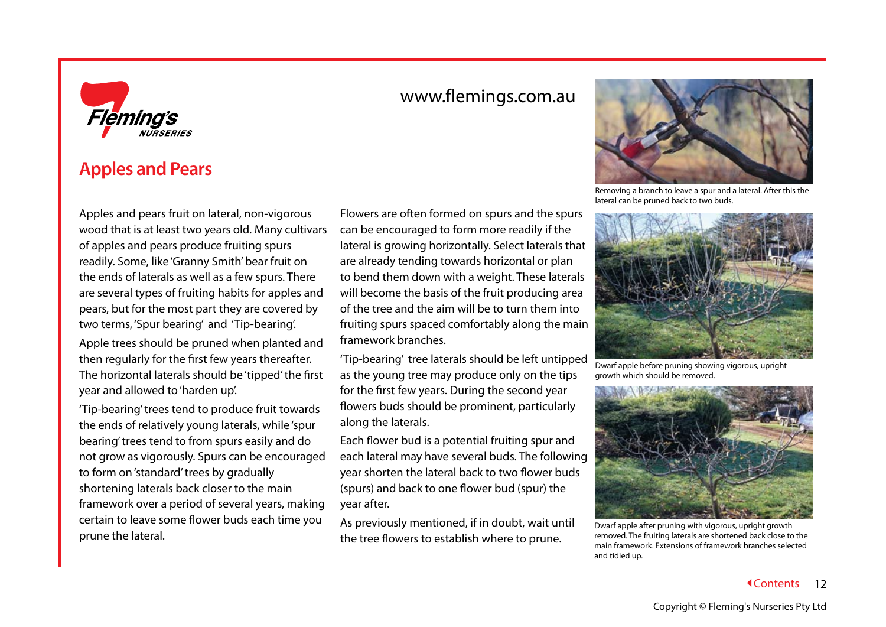www.flemings.com.au

## Apples and Pears

Apples and pears fruit on lateral, non-vigorous wood that is at least two years old. Many cultivars of apples and pears produce fruiting spurs readily. Some, like 'Granny Smith' bear fruit on the ends of laterals as well as a few spurs. There are several types of fruiting habits for apples and pears, but for the most part they are covered by two terms, 'Spur bearing' and 'Tip-bearing'.

Apple trees should be pruned when planted and then regularly for the first few years thereafter. The horizontal laterals should be 'tipped' the first year and allowed to 'harden up'.

'Tip-bearing' trees tend to produce fruit towards the ends of relatively young laterals, while 'spur bearing' trees tend to from spurs easily and do not grow as vigorously. Spurs can be encouraged to form on 'standard' trees by gradually shortening laterals back closer to the main framework over a period of several years, making certain to leave some flower buds each time you prune the lateral.

Flowers are often formed on spurs and the spurs can be encouraged to form more readily if the lateral is growing horizontally. Select laterals that are already tending towards horizontal or plan to bend them down with a weight. These laterals will become the basis of the fruit producing area of the tree and the aim will be to turn them into fruiting spurs spaced comfortably along the main framework branches.

'Tip-bearing' tree laterals should be left untipped as the young tree may produce only on the tips for the first few years. During the second year flowers buds should be prominent, particularly along the laterals.

Each flower bud is a potential fruiting spur and each lateral may have several buds. The following year shorten the lateral back to two flower buds (spurs) and back to one flower bud (spur) the year after.

As previously mentioned, if in doubt, wait until the tree flowers to establish where to prune.

Removing a branch to leave a spur and a lateral. After this the lateral can be pruned back to two buds.

Dwarf apple before pruning showing vigorous, upright growth which should be removed.

Dwarf apple after pruning with vigorous, upright growth removed. The fruiting laterals are shortened back close to the main framework. Extensions of framework branches selected and tidied up.

Copyright © Fleming's Nurseries Pty Ltd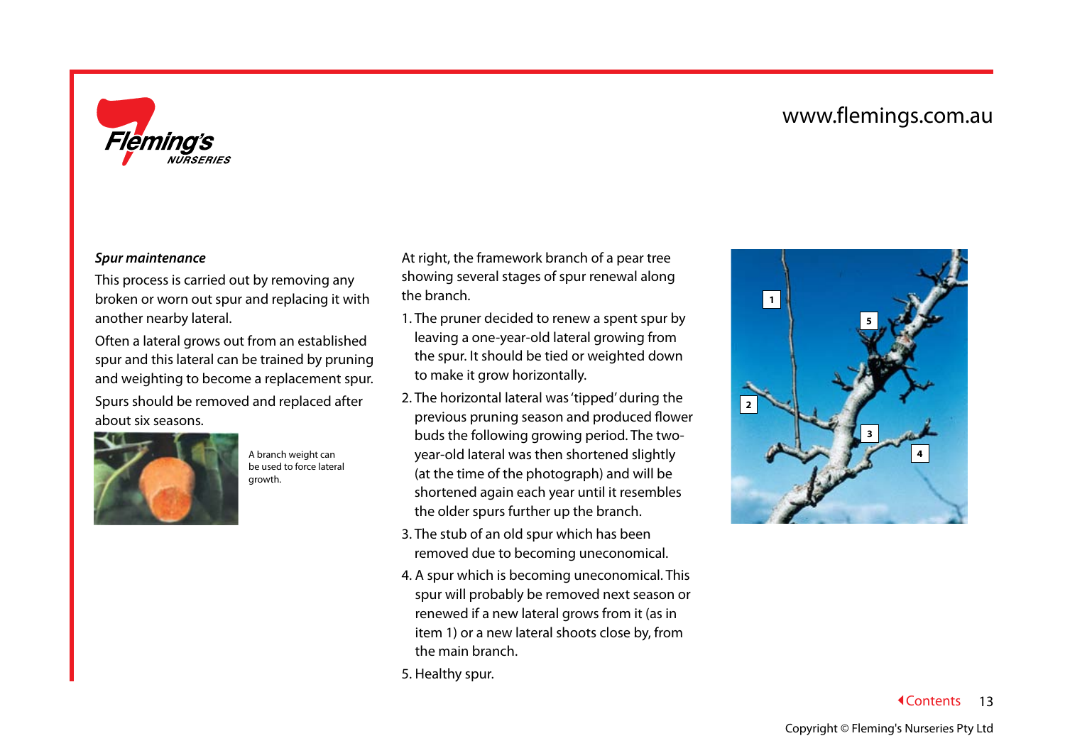### *Spur maintenance*

This process is carried out by removing any broken or worn out spur and replacing it with another nearby lateral.

Often a lateral grows out from an established spur and this lateral can be trained by pruning and weighting to become a replacement spur.

Spurs should be removed and replaced after about six seasons.

A branch weight can be used to force lateral growth.

At right, the framework branch of a pear tree showing several stages of spur renewal along the branch.

1. The pruner decided to renew a spent spur by leaving a one-year-old lateral growing from the spur. It should be tied or weighted down to make it grow horizontally.
2. The horizontal lateral was 'tipped' during the previous pruning season and produced flower buds the following growing period. The two-year-old lateral was then shortened slightly (at the time of the photograph) and will be shortened again each year until it resembles the older spurs further up the branch.
3. The stub of an old spur which has been removed due to becoming uneconomical.
4. A spur which is becoming uneconomical. This spur will probably be removed next season or renewed if a new lateral grows from it (as in item 1) or a new lateral shoots close by, from the main branch.
5. Healthy spur.

Copyright © Fleming's Nurseries Pty Ltd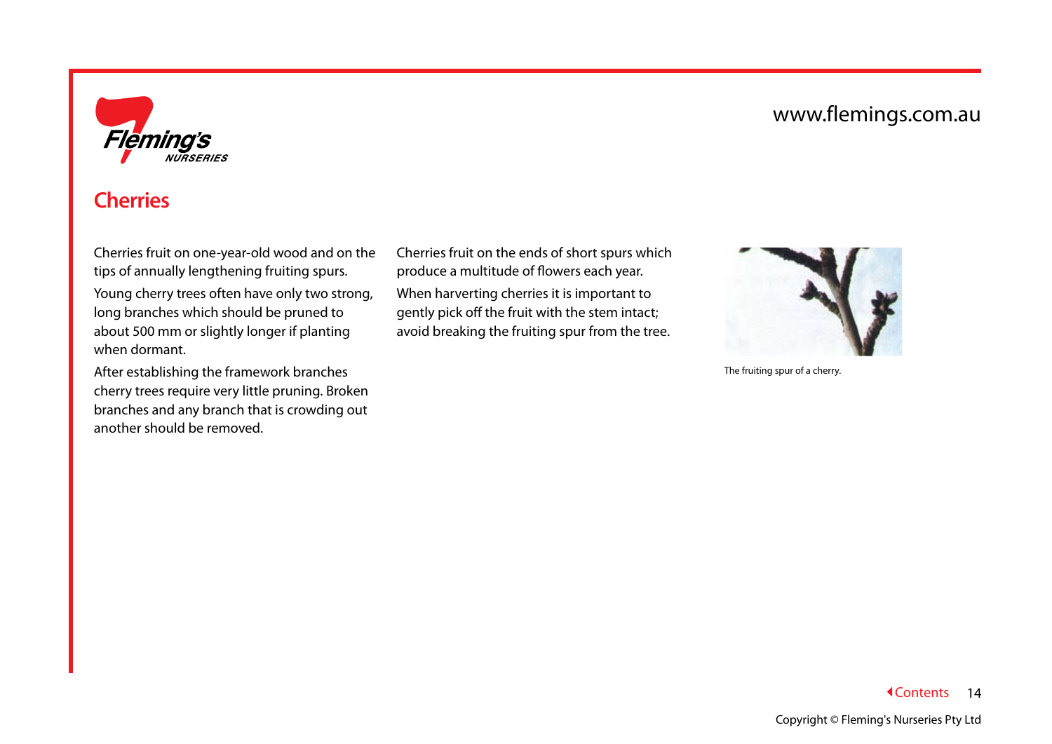# Cherries

Cherries fruit on one-year-old wood and on the tips of annually lengthening fruiting spurs.

Young cherry trees often have only two strong, long branches which should be pruned to about 500 mm or slightly longer if planting when dormant.

After establishing the framework branches cherry trees require very little pruning. Broken branches and any branch that is crowding out another should be removed.

Cherries fruit on the ends of short spurs which produce a multitude of flowers each year.

When harverting cherries it is important to gently pick off the fruit with the stem intact; avoid breaking the fruiting spur from the tree.

The fruiting spur of a cherry.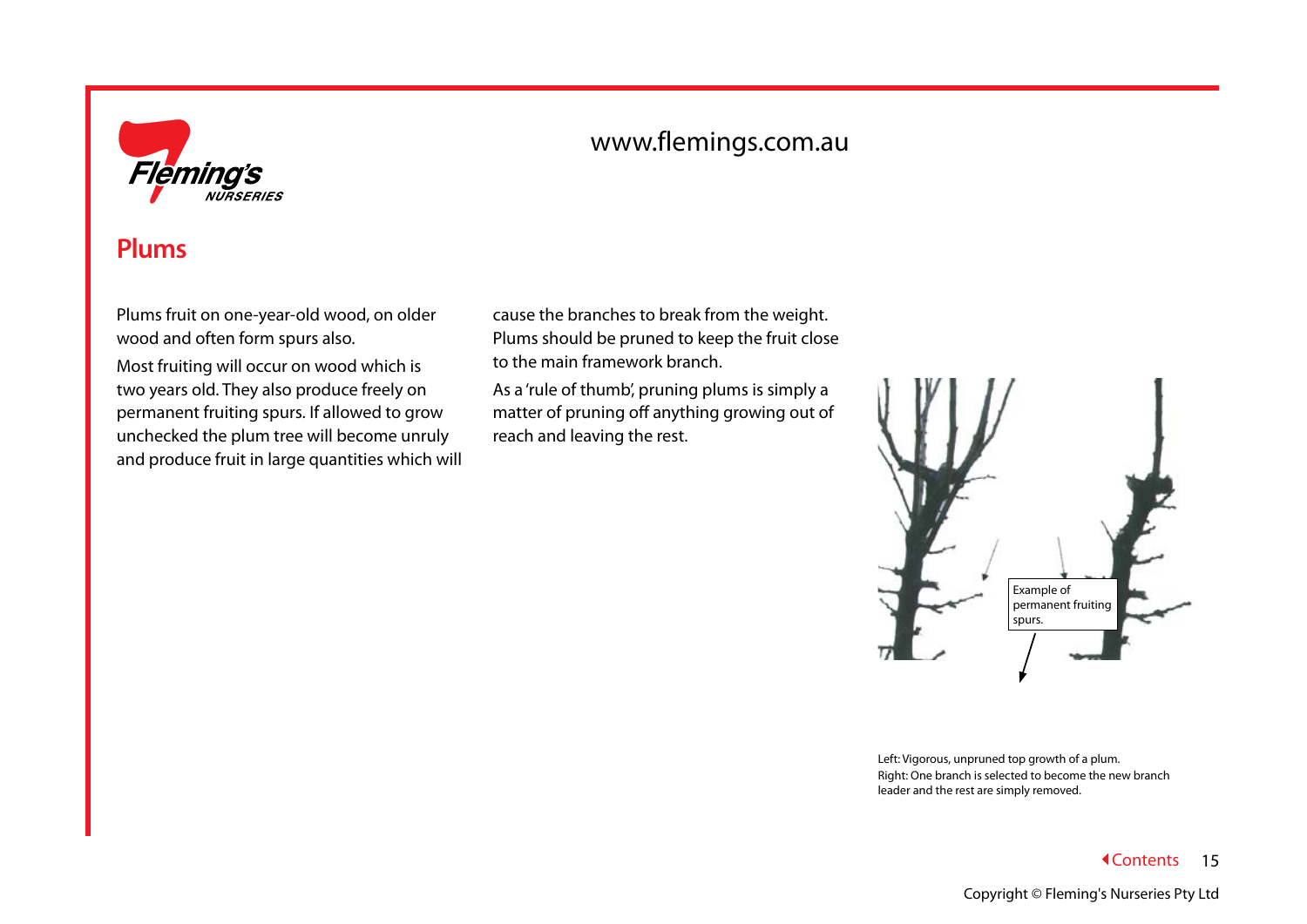# Plums

Plums fruit on one-year-old wood, on older wood and often form spurs also.

Most fruiting will occur on wood which is two years old. They also produce freely on permanent fruiting spurs. If allowed to grow unchecked the plum tree will become unruly and produce fruit in large quantities which will cause the branches to break from the weight. Plums should be pruned to keep the fruit close to the main framework branch.

As a 'rule of thumb', pruning plums is simply a matter of pruning off anything growing out of reach and leaving the rest.

Example of permanent fruiting spurs.

Left: Vigorous, unpruned top growth of a plum.
Right: One branch is selected to become the new branch leader and the rest are simply removed.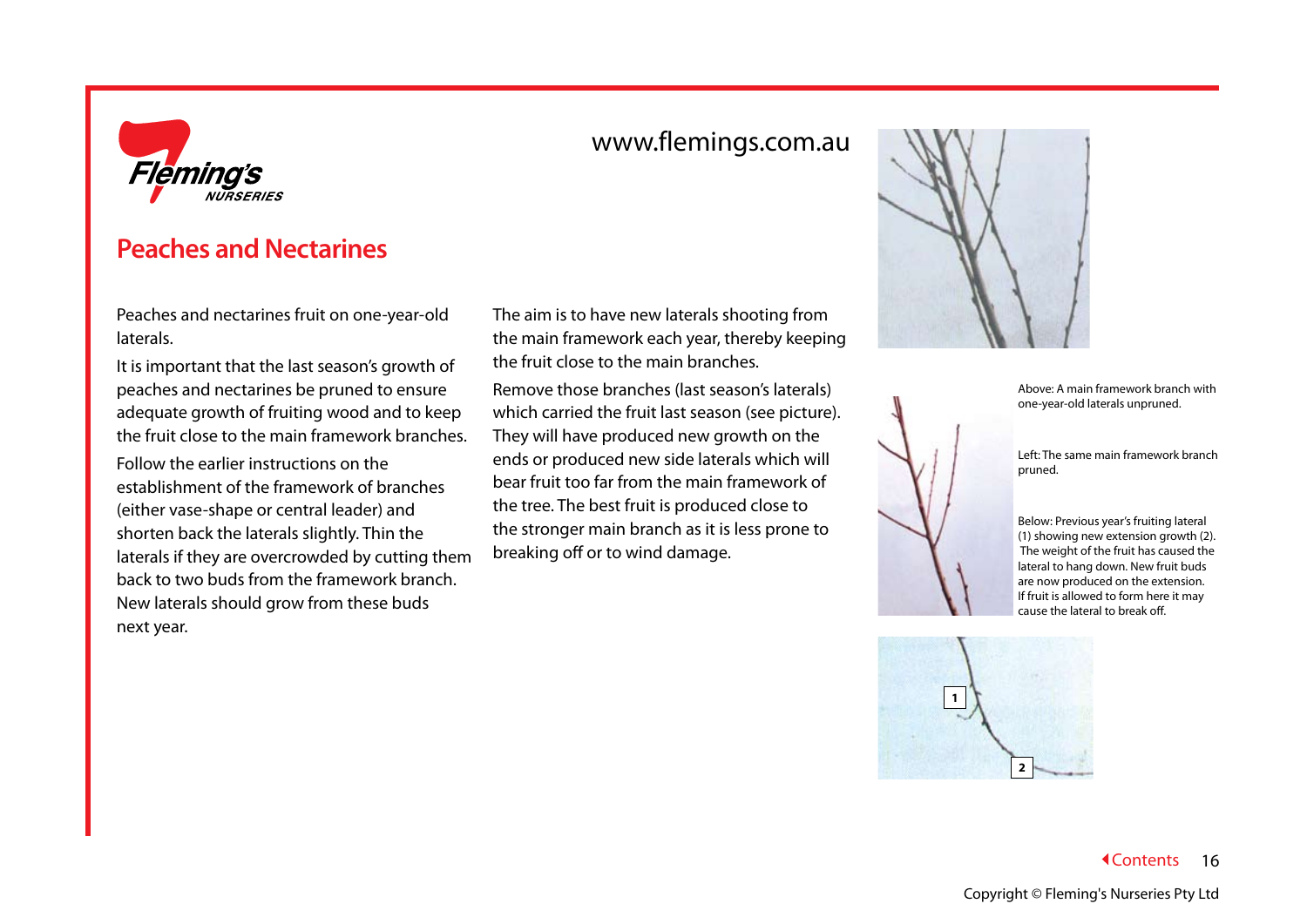## Peaches and Nectarines

Peaches and nectarines fruit on one-year-old laterals.

It is important that the last season's growth of peaches and nectarines be pruned to ensure adequate growth of fruiting wood and to keep the fruit close to the main framework branches.

Follow the earlier instructions on the establishment of the framework of branches (either vase-shape or central leader) and shorten back the laterals slightly. Thin the laterals if they are overcrowded by cutting them back to two buds from the framework branch. New laterals should grow from these buds next year.

The aim is to have new laterals shooting from the main framework each year, thereby keeping the fruit close to the main branches.

Remove those branches (last season's laterals) which carried the fruit last season (see picture). They will have produced new growth on the ends or produced new side laterals which will bear fruit too far from the main framework of the tree. The best fruit is produced close to the stronger main branch as it is less prone to breaking off or to wind damage.

Above: A main framework branch with one-year-old laterals unpruned.

Left: The same main framework branch pruned.

Below: Previous year's fruiting lateral (1) showing new extension growth (2). The weight of the fruit has caused the lateral to hang down. New fruit buds are now produced on the extension. If fruit is allowed to form here it may cause the lateral to break off.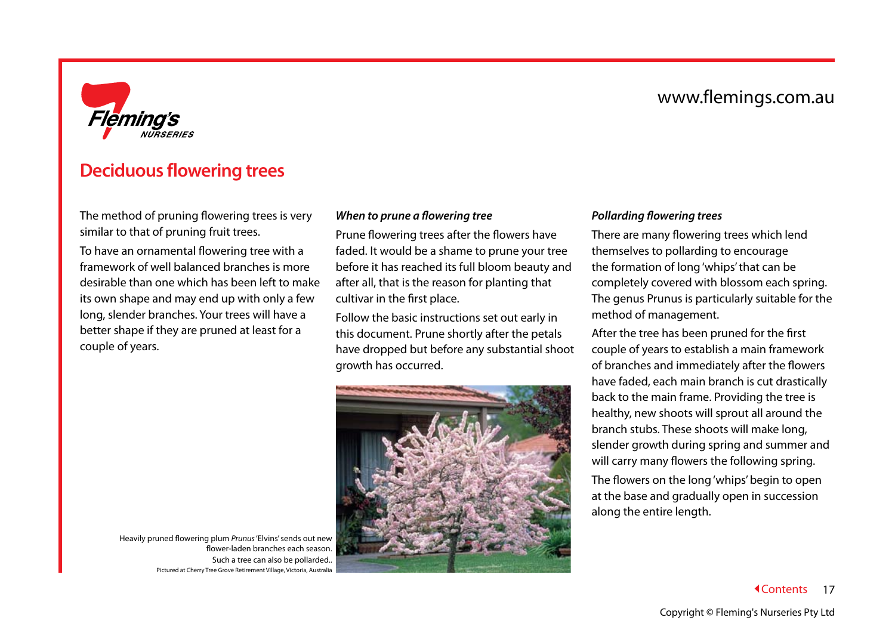## Deciduous flowering trees

The method of pruning flowering trees is very similar to that of pruning fruit trees.

To have an ornamental flowering tree with a framework of well balanced branches is more desirable than one which has been left to make its own shape and may end up with only a few long, slender branches. Your trees will have a better shape if they are pruned at least for a couple of years.

***When to prune a flowering tree***

Prune flowering trees after the flowers have faded. It would be a shame to prune your tree before it has reached its full bloom beauty and after all, that is the reason for planting that cultivar in the first place.

Follow the basic instructions set out early in this document. Prune shortly after the petals have dropped but before any substantial shoot growth has occurred.

Heavily pruned flowering plum *Prunus* 'Elvins' sends out new flower-laden branches each season. Such a tree can also be pollarded..
Pictured at Cherry Tree Grove Retirement Village, Victoria, Australia

***Pollarding flowering trees***

There are many flowering trees which lend themselves to pollarding to encourage the formation of long 'whips' that can be completely covered with blossom each spring. The genus Prunus is particularly suitable for the method of management.

After the tree has been pruned for the first couple of years to establish a main framework of branches and immediately after the flowers have faded, each main branch is cut drastically back to the main frame. Providing the tree is healthy, new shoots will sprout all around the branch stubs. These shoots will make long, slender growth during spring and summer and will carry many flowers the following spring.

The flowers on the long 'whips' begin to open at the base and gradually open in succession along the entire length.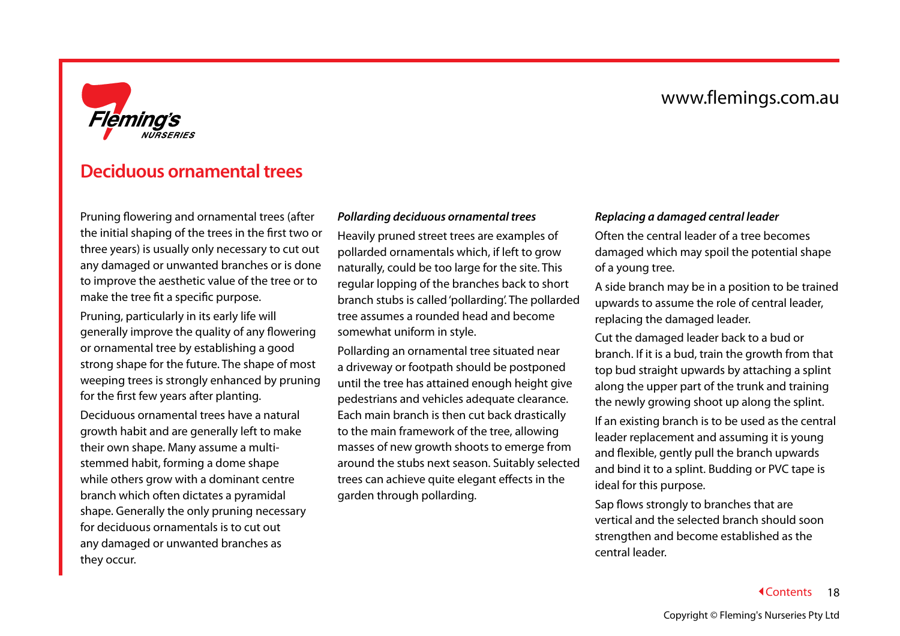# Deciduous ornamental trees

Pruning flowering and ornamental trees (after the initial shaping of the trees in the first two or three years) is usually only necessary to cut out any damaged or unwanted branches or is done to improve the aesthetic value of the tree or to make the tree fit a specific purpose.

Pruning, particularly in its early life will generally improve the quality of any flowering or ornamental tree by establishing a good strong shape for the future. The shape of most weeping trees is strongly enhanced by pruning for the first few years after planting.

Deciduous ornamental trees have a natural growth habit and are generally left to make their own shape. Many assume a multi-stemmed habit, forming a dome shape while others grow with a dominant centre branch which often dictates a pyramidal shape. Generally the only pruning necessary for deciduous ornamentals is to cut out any damaged or unwanted branches as they occur.

***Pollarding deciduous ornamental trees***

Heavily pruned street trees are examples of pollarded ornamentals which, if left to grow naturally, could be too large for the site. This regular lopping of the branches back to short branch stubs is called 'pollarding'. The pollarded tree assumes a rounded head and become somewhat uniform in style.

Pollarding an ornamental tree situated near a driveway or footpath should be postponed until the tree has attained enough height give pedestrians and vehicles adequate clearance. Each main branch is then cut back drastically to the main framework of the tree, allowing masses of new growth shoots to emerge from around the stubs next season. Suitably selected trees can achieve quite elegant effects in the garden through pollarding.

***Replacing a damaged central leader***

Often the central leader of a tree becomes damaged which may spoil the potential shape of a young tree.

A side branch may be in a position to be trained upwards to assume the role of central leader, replacing the damaged leader.

Cut the damaged leader back to a bud or branch. If it is a bud, train the growth from that top bud straight upwards by attaching a splint along the upper part of the trunk and training the newly growing shoot up along the splint.

If an existing branch is to be used as the central leader replacement and assuming it is young and flexible, gently pull the branch upwards and bind it to a splint. Budding or PVC tape is ideal for this purpose.

Sap flows strongly to branches that are vertical and the selected branch should soon strengthen and become established as the central leader.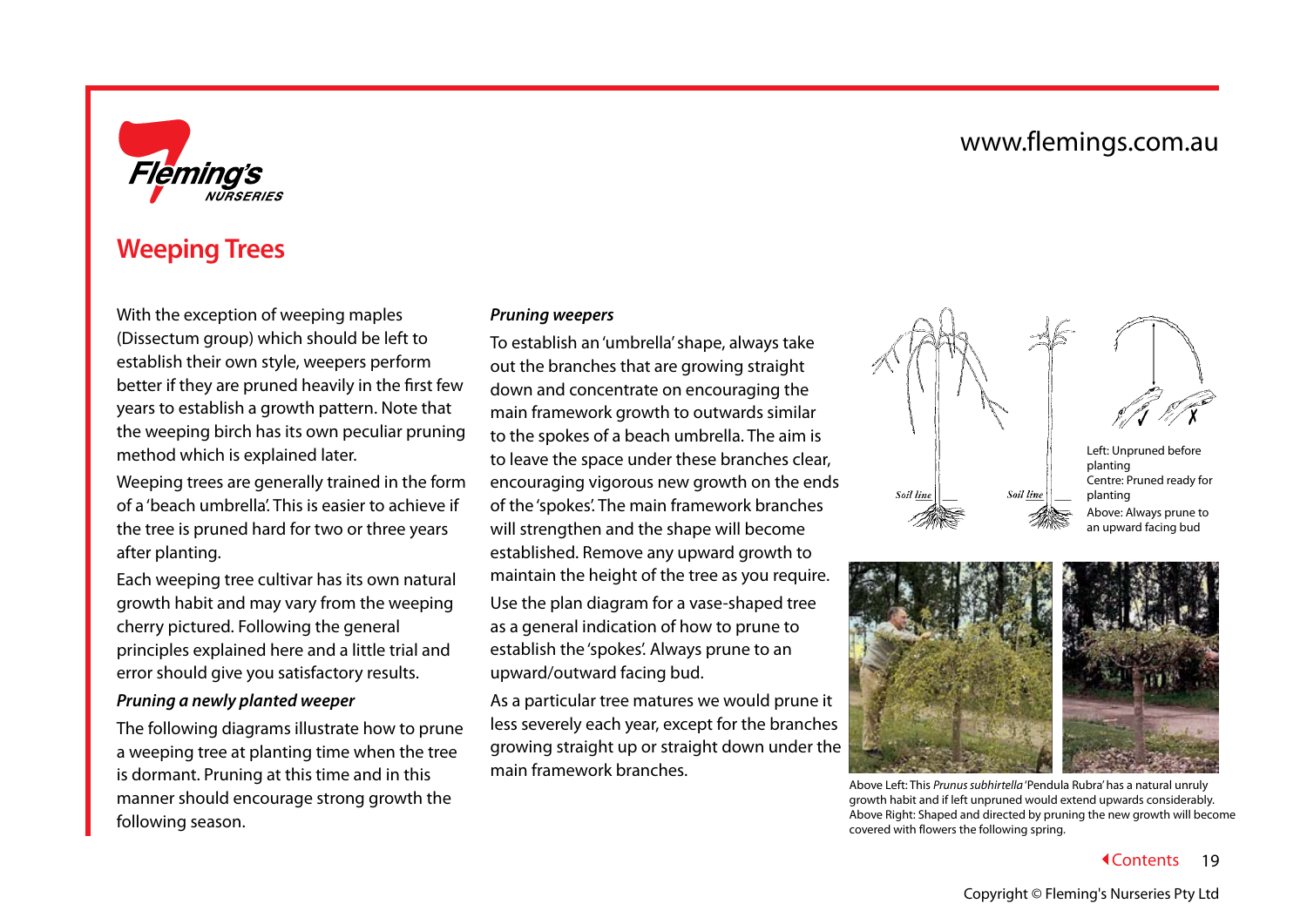# Weeping Trees

With the exception of weeping maples (Dissectum group) which should be left to establish their own style, weepers perform better if they are pruned heavily in the first few years to establish a growth pattern. Note that the weeping birch has its own peculiar pruning method which is explained later.

Weeping trees are generally trained in the form of a 'beach umbrella'. This is easier to achieve if the tree is pruned hard for two or three years after planting.

Each weeping tree cultivar has its own natural growth habit and may vary from the weeping cherry pictured. Following the general principles explained here and a little trial and error should give you satisfactory results.

***Pruning a newly planted weeper***

The following diagrams illustrate how to prune a weeping tree at planting time when the tree is dormant. Pruning at this time and in this manner should encourage strong growth the following season.

***Pruning weepers***

To establish an 'umbrella' shape, always take out the branches that are growing straight down and concentrate on encouraging the main framework growth to outwards similar to the spokes of a beach umbrella. The aim is to leave the space under these branches clear, encouraging vigorous new growth on the ends of the 'spokes'. The main framework branches will strengthen and the shape will become established. Remove any upward growth to maintain the height of the tree as you require.

Use the plan diagram for a vase-shaped tree as a general indication of how to prune to establish the 'spokes'. Always prune to an upward/outward facing bud.

As a particular tree matures we would prune it less severely each year, except for the branches growing straight up or straight down under the main framework branches.

Soil line

Soil line

Left: Unpruned before planting
Centre: Pruned ready for planting
Above: Always prune to an upward facing bud

Above Left: This *Prunus subhirtella* 'Pendula Rubra' has a natural unruly growth habit and if left unpruned would extend upwards considerably.
Above Right: Shaped and directed by pruning the new growth will become covered with flowers the following spring.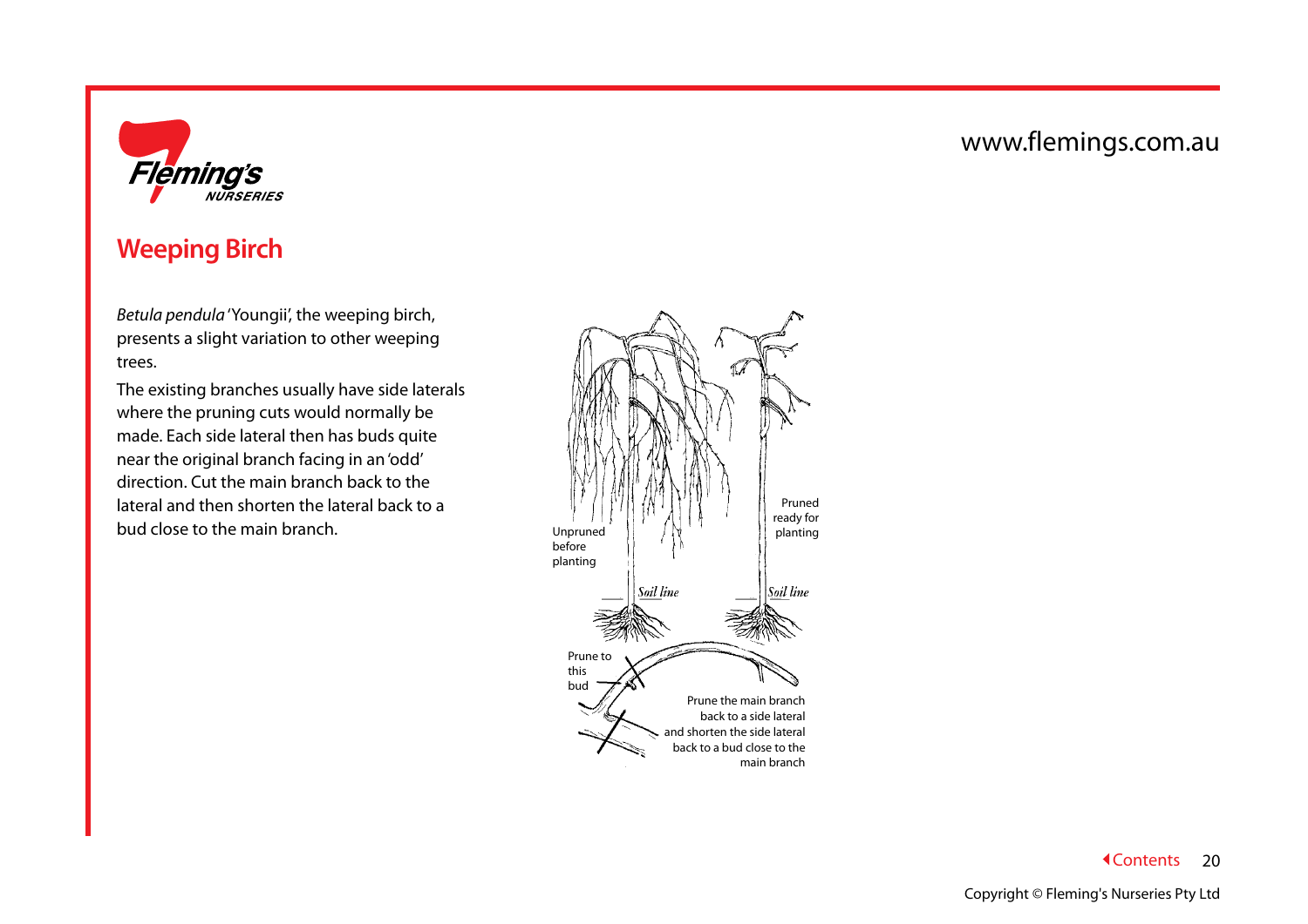## Weeping Birch

*Betula pendula* 'Youngii', the weeping birch, presents a slight variation to other weeping trees.

The existing branches usually have side laterals where the pruning cuts would normally be made. Each side lateral then has buds quite near the original branch facing in an 'odd' direction. Cut the main branch back to the lateral and then shorten the lateral back to a bud close to the main branch.

Unpruned before planting

Pruned ready for planting

Soil line

Soil line

Prune to this bud

Prune the main branch back to a side lateral and shorten the side lateral back to a bud close to the main branch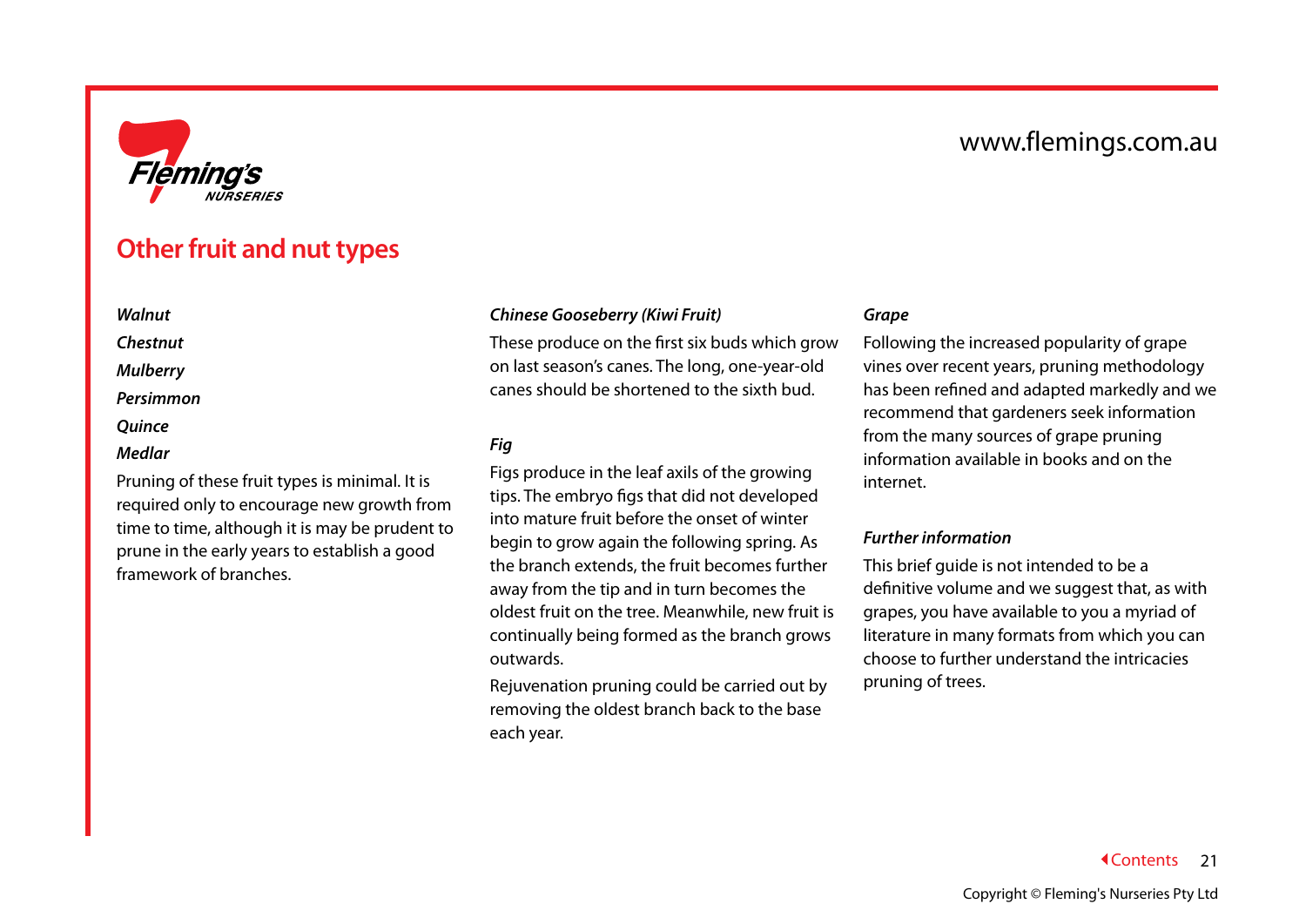## Other fruit and nut types

***Walnut***

***Chestnut***

***Mulberry***

***Persimmon***

***Quince***

***Medlar***

Pruning of these fruit types is minimal. It is required only to encourage new growth from time to time, although it is may be prudent to prune in the early years to establish a good framework of branches.

***Chinese Gooseberry (Kiwi Fruit)***

These produce on the first six buds which grow on last season's canes. The long, one-year-old canes should be shortened to the sixth bud.

***Fig***

Figs produce in the leaf axils of the growing tips. The embryo figs that did not developed into mature fruit before the onset of winter begin to grow again the following spring. As the branch extends, the fruit becomes further away from the tip and in turn becomes the oldest fruit on the tree. Meanwhile, new fruit is continually being formed as the branch grows outwards.

Rejuvenation pruning could be carried out by removing the oldest branch back to the base each year.

***Grape***

Following the increased popularity of grape vines over recent years, pruning methodology has been refined and adapted markedly and we recommend that gardeners seek information from the many sources of grape pruning information available in books and on the internet.

***Further information***

This brief guide is not intended to be a definitive volume and we suggest that, as with grapes, you have available to you a myriad of literature in many formats from which you can choose to further understand the intricacies pruning of trees.